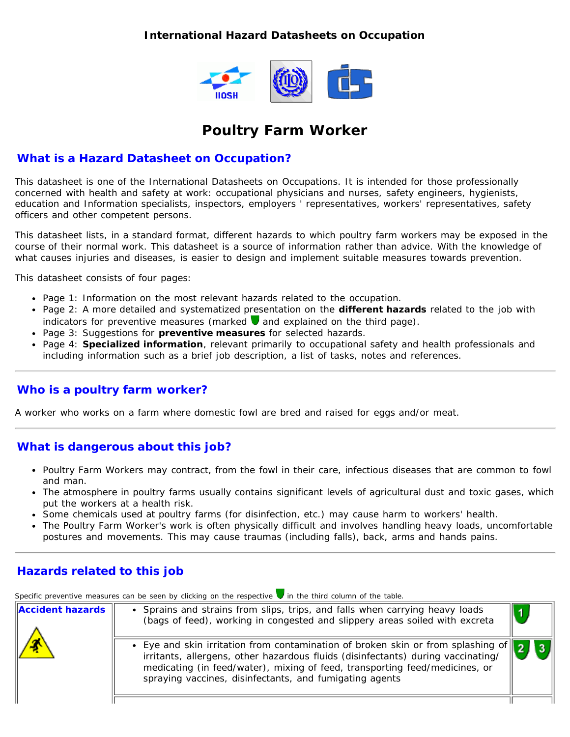**International Hazard Datasheets on Occupation**

# Poultry Farm Worker

## What is a Hazard Datasheet on Occupation?

This datasheet is one of the International Datasheets on Occupations. It is intended for those professionally concerned with health and safety at work: occupational physicians and nurses, safety engineers, hygienists, education and Information specialists, inspectors, employers ' representatives, workers' representatives, safety officers and other competent persons.

This datasheet lists, in a standard format, different hazards to which poultry farm workers may be exposed in the course of their normal work. This datasheet is a source of information rather than advice. With the knowledge of what causes injuries and diseases, is easier to design and implement suitable measures towards prevention.

This datasheet consists of four pages:

- Page 1: Information on the most relevant hazards related to the occupation.
- Page 2: A more detailed and systematized presentation on the **different hazards** related to the job with indicators for preventive measures (marked and explained on the third page).
- Page 3: Suggestions for **preventive measures** for selected hazards.
- Page 4: **Specialized information**, relevant primarily to occupational safety and health professionals and including information such as a brief job description, a list of tasks, notes and references.

## Who is a poultry farm worker?

A worker who works on a farm where domestic fowl are bred and raised for eggs and/or meat.

## What is dangerous about this job?

- Poultry Farm Workers may contract, from the fowl in their care, infectious diseases that are common to fowl and man.
- The atmosphere in poultry farms usually contains significant levels of agricultural dust and toxic gases, which put the workers at a health risk.
- Some chemicals used at poultry farms (for disinfection, etc.) may cause harm to workers' health.
- The Poultry Farm Worker's work is often physically difficult and involves handling heavy loads, uncomfortable postures and movements. This may cause traumas (including falls), back, arms and hands pains.

## Hazards related to this job

Specific preventive measures can be seen by clicking on the respective in the third column of the table.

| | | |
|---|---|---|
| **Accident hazards** | • Sprains and strains from slips, trips, and falls when carrying heavy loads (bags of feed), working in congested and slippery areas soiled with excreta | 1 |
| | • Eye and skin irritation from contamination of broken skin or from splashing of irritants, allergens, other hazardous fluids (disinfectants) during vaccinating/ medicating (in feed/water), mixing of feed, transporting feed/medicines, or spraying vaccines, disinfectants, and fumigating agents | 2 3 |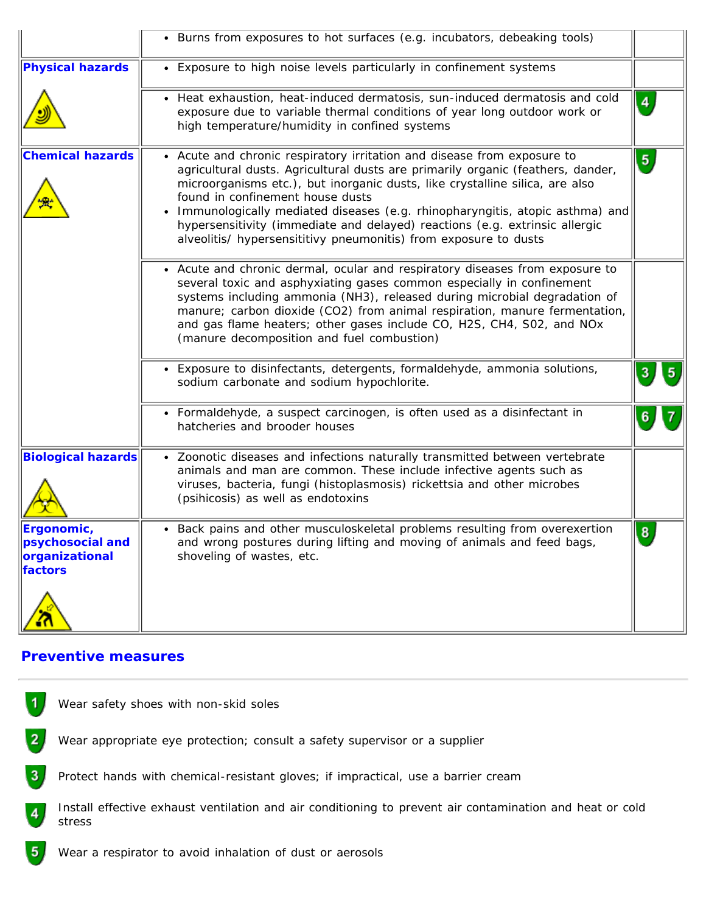| | | |
|---|---|---|
| | • Burns from exposures to hot surfaces (e.g. incubators, debeaking tools) | |
| **Physical hazards** | • Exposure to high noise levels particularly in confinement systems | |
| | • Heat exhaustion, heat-induced dermatosis, sun-induced dermatosis and cold exposure due to variable thermal conditions of year long outdoor work or high temperature/humidity in confined systems | 4 |
| **Chemical hazards** | • Acute and chronic respiratory irritation and disease from exposure to agricultural dusts. Agricultural dusts are primarily organic (feathers, dander, microorganisms etc.), but inorganic dusts, like crystalline silica, are also found in confinement house dusts<br>• Immunologically mediated diseases (e.g. rhinopharyngitis, atopic asthma) and hypersensitivity (immediate and delayed) reactions (e.g. extrinsic allergic alveolitis/ hypersensititivy pneumonitis) from exposure to dusts | 5 |
| | • Acute and chronic dermal, ocular and respiratory diseases from exposure to several toxic and asphyxiating gases common especially in confinement systems including ammonia (NH3), released during microbial degradation of manure; carbon dioxide (CO2) from animal respiration, manure fermentation, and gas flame heaters; other gases include CO, H2S, CH4, S02, and NOx (manure decomposition and fuel combustion) | |
| | • Exposure to disinfectants, detergents, formaldehyde, ammonia solutions, sodium carbonate and sodium hypochlorite. | 3 5 |
| | • Formaldehyde, a suspect carcinogen, is often used as a disinfectant in hatcheries and brooder houses | 6 7 |
| **Biological hazards** | • Zoonotic diseases and infections naturally transmitted between vertebrate animals and man are common. These include infective agents such as viruses, bacteria, fungi (histoplasmosis) rickettsia and other microbes (psihicosis) as well as endotoxins | |
| **Ergonomic, psychosocial and organizational factors** | • Back pains and other musculoskeletal problems resulting from overexertion and wrong postures during lifting and moving of animals and feed bags, shoveling of wastes, etc. | 8 |

## Preventive measures

1. Wear safety shoes with non-skid soles
2. Wear appropriate eye protection; consult a safety supervisor or a supplier
3. Protect hands with chemical-resistant gloves; if impractical, use a barrier cream
4. Install effective exhaust ventilation and air conditioning to prevent air contamination and heat or cold stress
5. Wear a respirator to avoid inhalation of dust or aerosols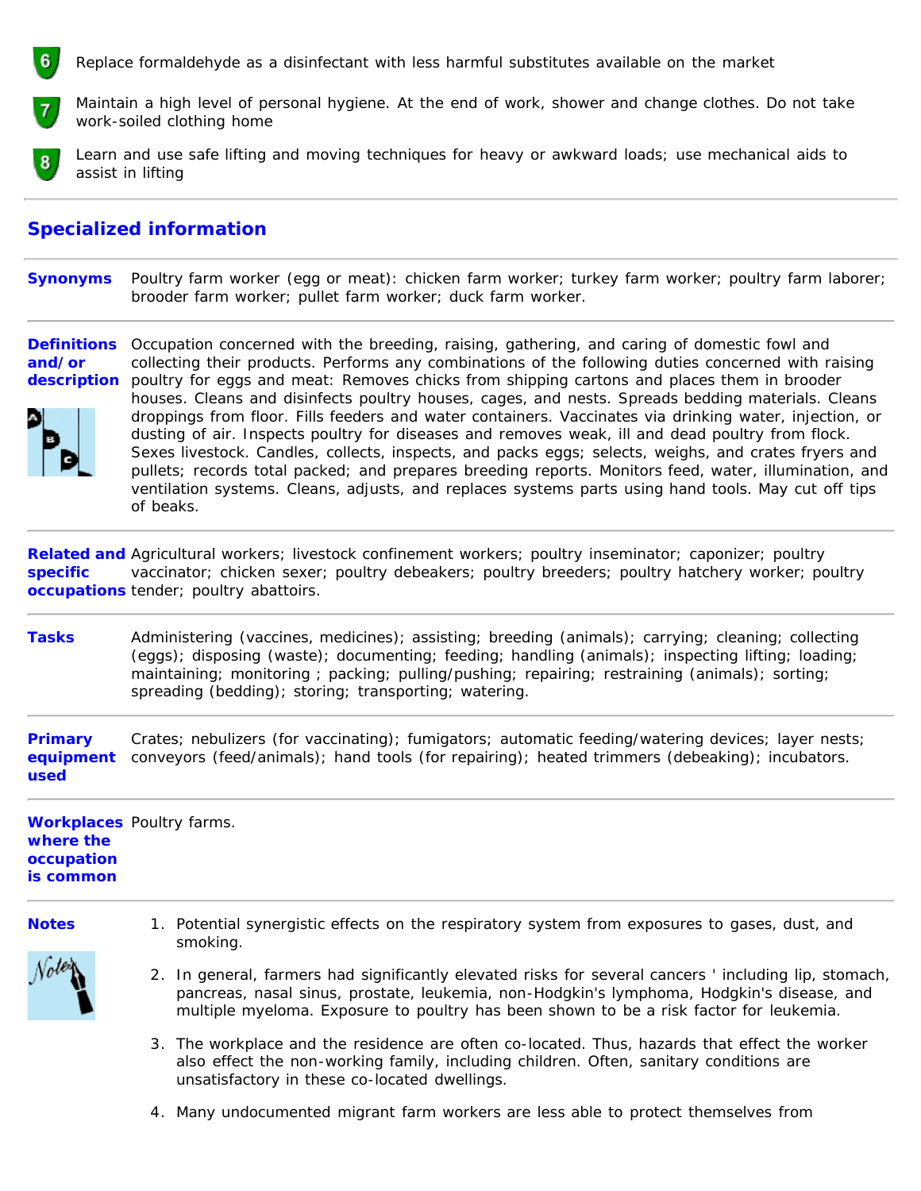6. Replace formaldehyde as a disinfectant with less harmful substitutes available on the market

7. Maintain a high level of personal hygiene. At the end of work, shower and change clothes. Do not take work-soiled clothing home

8. Learn and use safe lifting and moving techniques for heavy or awkward loads; use mechanical aids to assist in lifting

## Specialized information

| | |
|---|---|
| **Synonyms** | Poultry farm worker (egg or meat): chicken farm worker; turkey farm worker; poultry farm laborer; brooder farm worker; pullet farm worker; duck farm worker. |
| **Definitions and/or description** | Occupation concerned with the breeding, raising, gathering, and caring of domestic fowl and collecting their products. Performs any combinations of the following duties concerned with raising poultry for eggs and meat: Removes chicks from shipping cartons and places them in brooder houses. Cleans and disinfects poultry houses, cages, and nests. Spreads bedding materials. Cleans droppings from floor. Fills feeders and water containers. Vaccinates via drinking water, injection, or dusting of air. Inspects poultry for diseases and removes weak, ill and dead poultry from flock. Sexes livestock. Candles, collects, inspects, and packs eggs; selects, weighs, and crates fryers and pullets; records total packed; and prepares breeding reports. Monitors feed, water, illumination, and ventilation systems. Cleans, adjusts, and replaces systems parts using hand tools. May cut off tips of beaks. |
| **Related and specific occupations** | Agricultural workers; livestock confinement workers; poultry inseminator; caponizer; poultry vaccinator; chicken sexer; poultry debeakers; poultry breeders; poultry hatchery worker; poultry tender; poultry abattoirs. |
| **Tasks** | Administering (vaccines, medicines); assisting; breeding (animals); carrying; cleaning; collecting (eggs); disposing (waste); documenting; feeding; handling (animals); inspecting lifting; loading; maintaining; monitoring ; packing; pulling/pushing; repairing; restraining (animals); sorting; spreading (bedding); storing; transporting; watering. |
| **Primary equipment used** | Crates; nebulizers (for vaccinating); fumigators; automatic feeding/watering devices; layer nests; conveyors (feed/animals); hand tools (for repairing); heated trimmers (debeaking); incubators. |
| **Workplaces where the occupation is common** | Poultry farms. |

**Notes**

1. Potential synergistic effects on the respiratory system from exposures to gases, dust, and smoking.
2. In general, farmers had significantly elevated risks for several cancers ' including lip, stomach, pancreas, nasal sinus, prostate, leukemia, non-Hodgkin's lymphoma, Hodgkin's disease, and multiple myeloma. Exposure to poultry has been shown to be a risk factor for leukemia.
3. The workplace and the residence are often co-located. Thus, hazards that effect the worker also effect the non-working family, including children. Often, sanitary conditions are unsatisfactory in these co-located dwellings.
4. Many undocumented migrant farm workers are less able to protect themselves from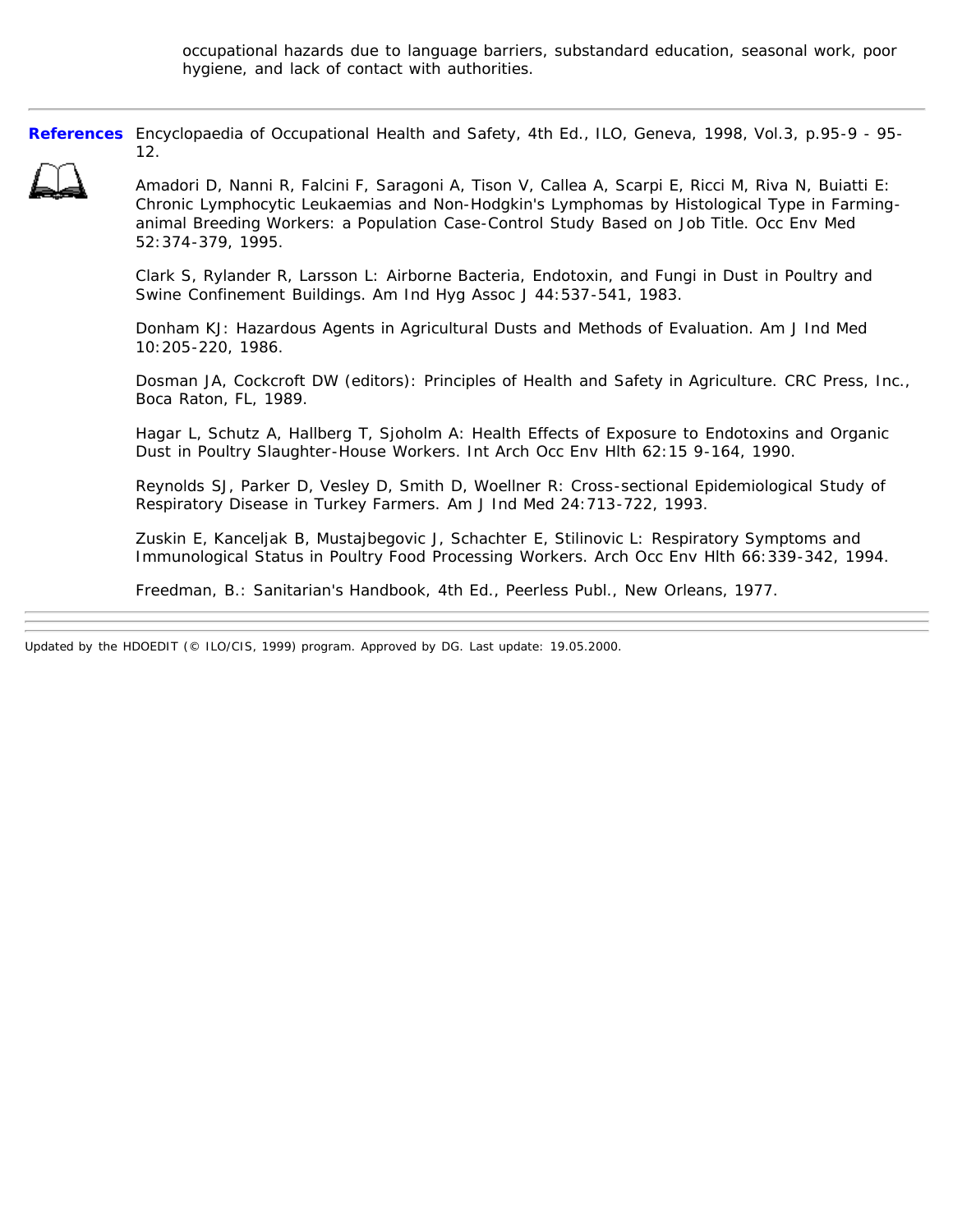occupational hazards due to language barriers, substandard education, seasonal work, poor hygiene, and lack of contact with authorities.

---

**References**

Encyclopaedia of Occupational Health and Safety, 4th Ed., ILO, Geneva, 1998, Vol.3, p.95-9 - 95-12.

Amadori D, Nanni R, Falcini F, Saragoni A, Tison V, Callea A, Scarpi E, Ricci M, Riva N, Buiatti E: Chronic Lymphocytic Leukaemias and Non-Hodgkin's Lymphomas by Histological Type in Farming-animal Breeding Workers: a Population Case-Control Study Based on Job Title. Occ Env Med 52:374-379, 1995.

Clark S, Rylander R, Larsson L: Airborne Bacteria, Endotoxin, and Fungi in Dust in Poultry and Swine Confinement Buildings. Am Ind Hyg Assoc J 44:537-541, 1983.

Donham KJ: Hazardous Agents in Agricultural Dusts and Methods of Evaluation. Am J Ind Med 10:205-220, 1986.

Dosman JA, Cockcroft DW (editors): Principles of Health and Safety in Agriculture. CRC Press, Inc., Boca Raton, FL, 1989.

Hagar L, Schutz A, Hallberg T, Sjoholm A: Health Effects of Exposure to Endotoxins and Organic Dust in Poultry Slaughter-House Workers. Int Arch Occ Env Hlth 62:15 9-164, 1990.

Reynolds SJ, Parker D, Vesley D, Smith D, Woellner R: Cross-sectional Epidemiological Study of Respiratory Disease in Turkey Farmers. Am J Ind Med 24:713-722, 1993.

Zuskin E, Kanceljak B, Mustajbegovic J, Schachter E, Stilinovic L: Respiratory Symptoms and Immunological Status in Poultry Food Processing Workers. Arch Occ Env Hlth 66:339-342, 1994.

Freedman, B.: Sanitarian's Handbook, 4th Ed., Peerless Publ., New Orleans, 1977.

---

Updated by the HDOEDIT (© ILO/CIS, 1999) program. Approved by DG. Last update: 19.05.2000.